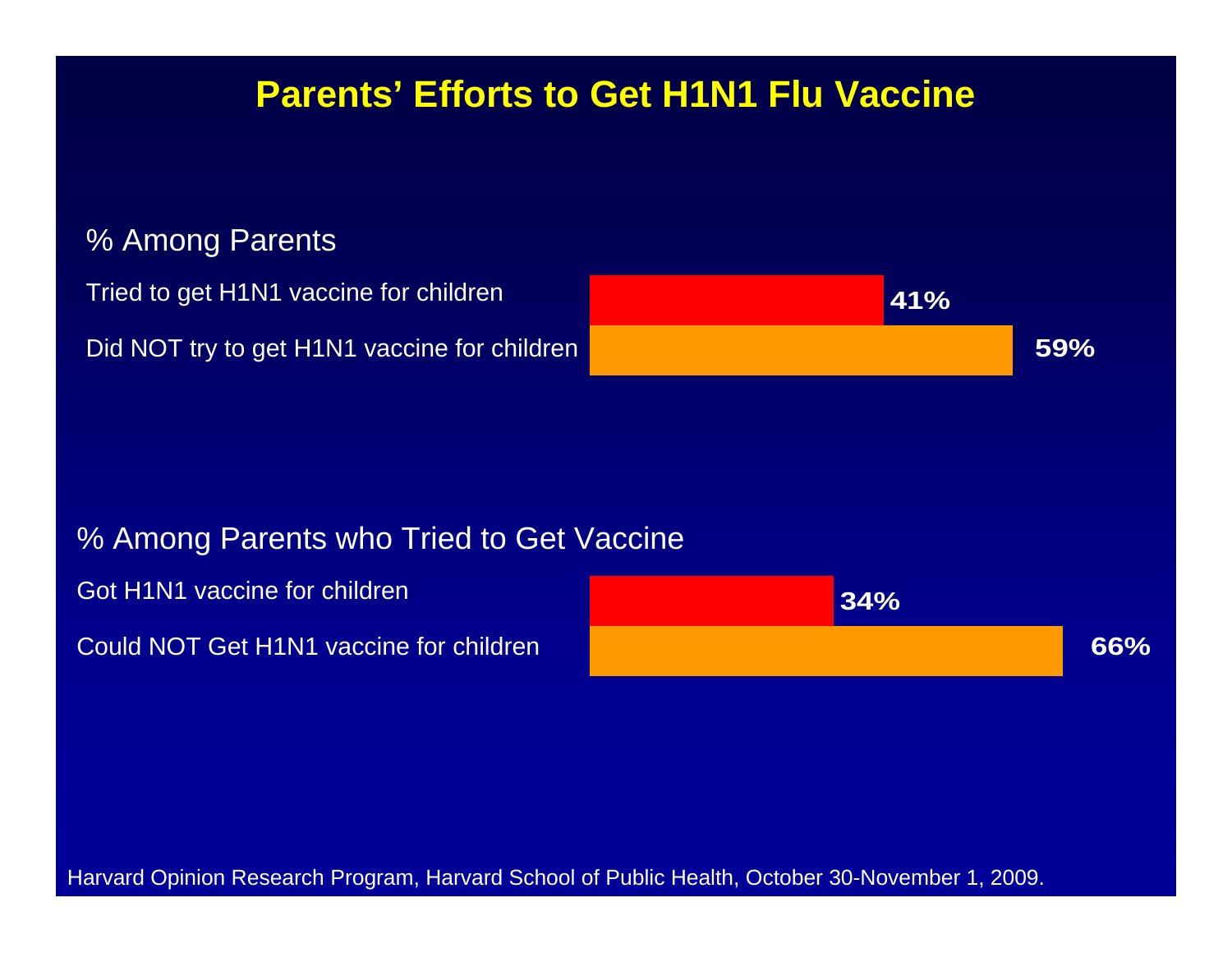# Parents' Efforts to Get H1N1 Flu Vaccine

## % Among Parents

| Response | % |
| --- | --- |
| Tried to get H1N1 vaccine for children | 41% |
| Did NOT try to get H1N1 vaccine for children | 59% |

## % Among Parents who Tried to Get Vaccine

| Response | % |
| --- | --- |
| Got H1N1 vaccine for children | 34% |
| Could NOT Get H1N1 vaccine for children | 66% |

Harvard Opinion Research Program, Harvard School of Public Health, October 30-November 1, 2009.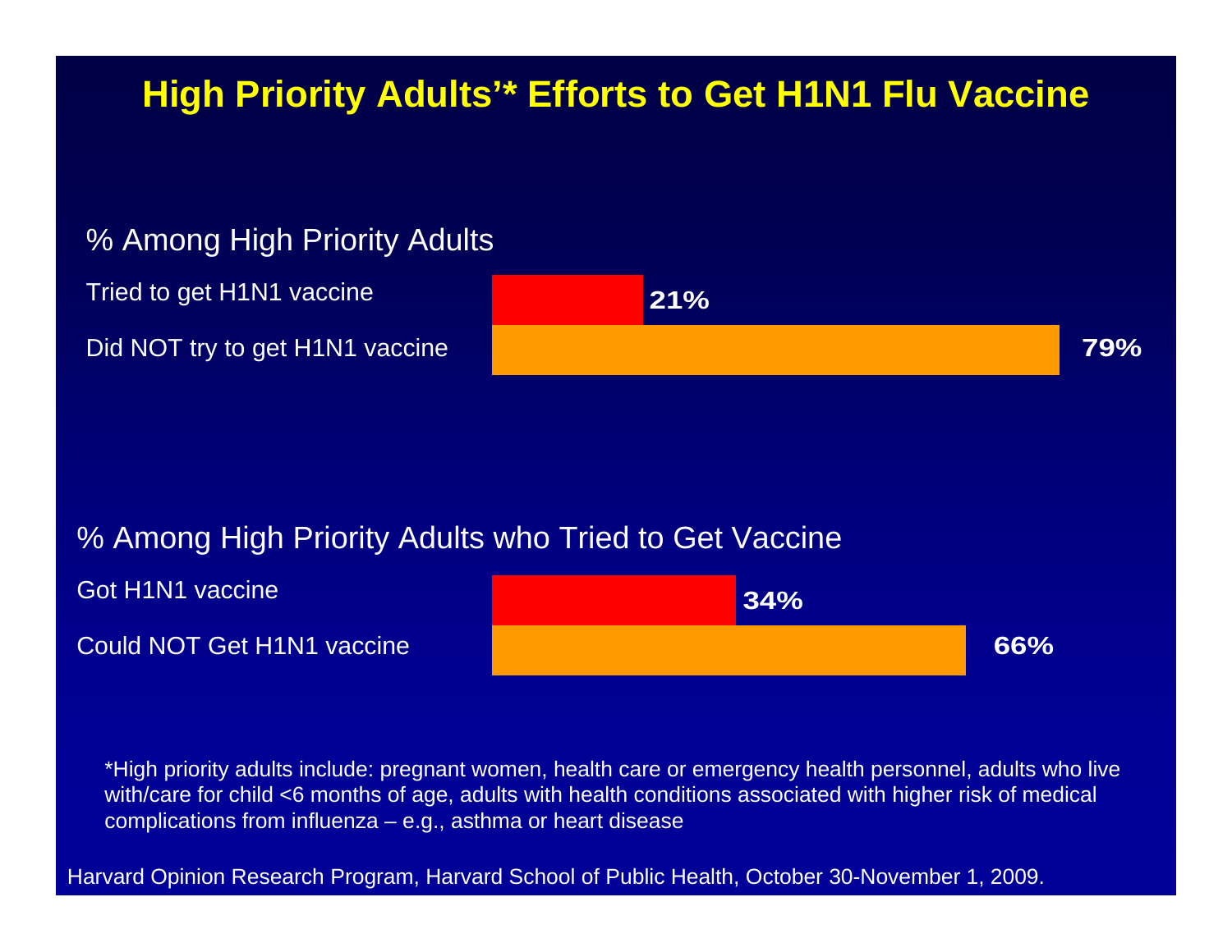# High Priority Adults'* Efforts to Get H1N1 Flu Vaccine

## % Among High Priority Adults

| Response | % |
| --- | --- |
| Tried to get H1N1 vaccine | 21% |
| Did NOT try to get H1N1 vaccine | 79% |

## % Among High Priority Adults who Tried to Get Vaccine

| Response | % |
| --- | --- |
| Got H1N1 vaccine | 34% |
| Could NOT Get H1N1 vaccine | 66% |

*High priority adults include: pregnant women, health care or emergency health personnel, adults who live with/care for child <6 months of age, adults with health conditions associated with higher risk of medical complications from influenza – e.g., asthma or heart disease

Harvard Opinion Research Program, Harvard School of Public Health, October 30-November 1, 2009.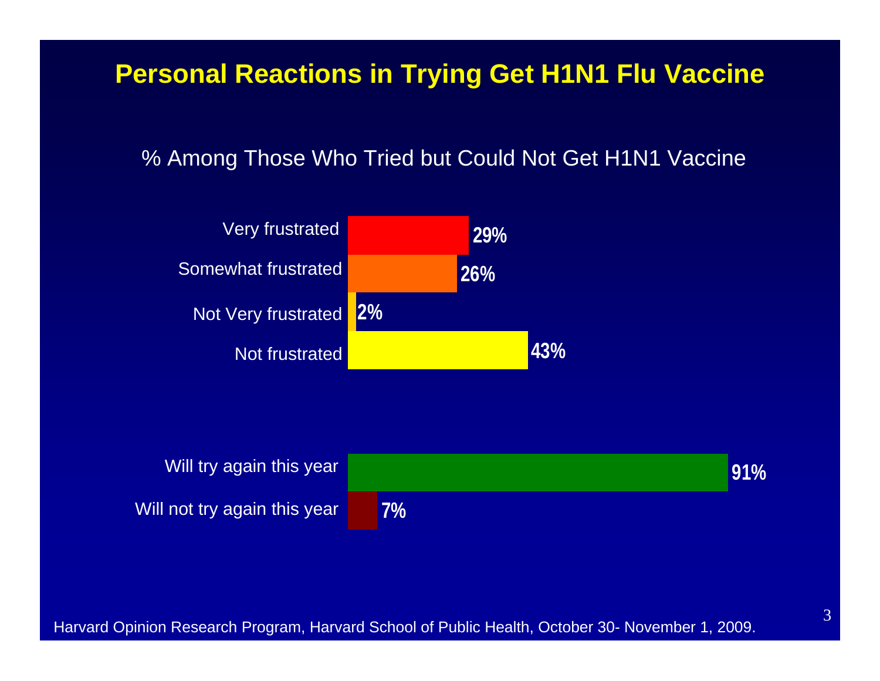# Personal Reactions in Trying Get H1N1 Flu Vaccine

% Among Those Who Tried but Could Not Get H1N1 Vaccine

Very frustrated
29%

Somewhat frustrated
26%

Not Very frustrated
2%

Not frustrated
43%

Will try again this year
91%

Will not try again this year
7%

Harvard Opinion Research Program, Harvard School of Public Health, October 30- November 1, 2009.